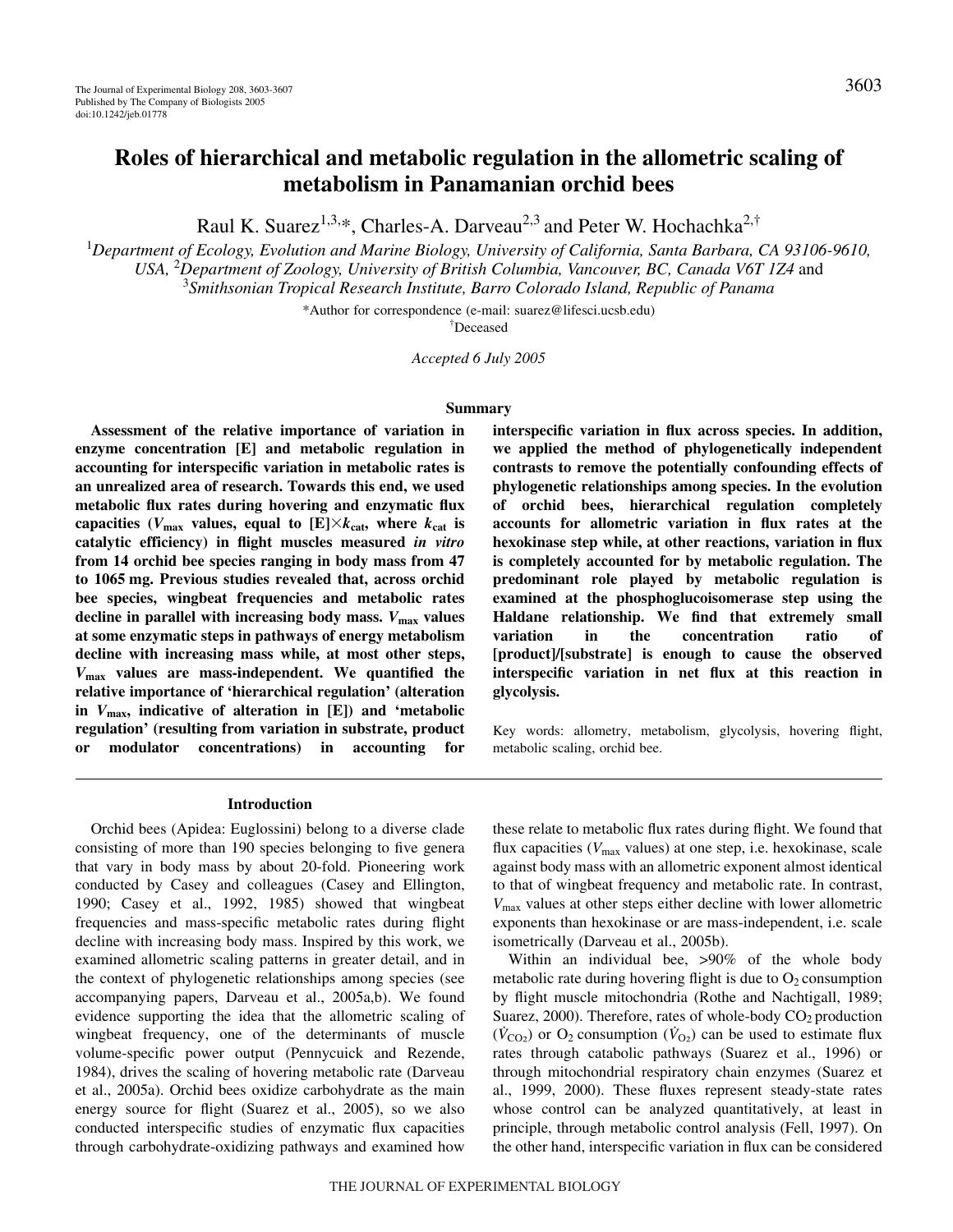# Roles of hierarchical and metabolic regulation in the allometric scaling of metabolism in Panamanian orchid bees

Raul K. Suarez[1,3,*], Charles-A. Darveau[2,3] and Peter W. Hochachka[2,†]

[1]*Department of Ecology, Evolution and Marine Biology, University of California, Santa Barbara, CA 93106-9610, USA,* [2]*Department of Zoology, University of British Columbia, Vancouver, BC, Canada V6T 1Z4* and [3]*Smithsonian Tropical Research Institute, Barro Colorado Island, Republic of Panama*

*Author for correspondence (e-mail: suarez@lifesci.ucsb.edu)

†Deceased

*Accepted 6 July 2005*

## Summary

**Assessment of the relative importance of variation in enzyme concentration [E] and metabolic regulation in accounting for interspecific variation in metabolic rates is an unrealized area of research. Towards this end, we used metabolic flux rates during hovering and enzymatic flux capacities ($V_{max}$ values, equal to [E]×$k_{cat}$, where $k_{cat}$ is catalytic efficiency) in flight muscles measured *in vitro* from 14 orchid bee species ranging in body mass from 47 to 1065 mg. Previous studies revealed that, across orchid bee species, wingbeat frequencies and metabolic rates decline in parallel with increasing body mass. $V_{max}$ values at some enzymatic steps in pathways of energy metabolism decline with increasing mass while, at most other steps, $V_{max}$ values are mass-independent. We quantified the relative importance of 'hierarchical regulation' (alteration in $V_{max}$, indicative of alteration in [E]) and 'metabolic regulation' (resulting from variation in substrate, product or modulator concentrations) in accounting for interspecific variation in flux across species. In addition, we applied the method of phylogenetically independent contrasts to remove the potentially confounding effects of phylogenetic relationships among species. In the evolution of orchid bees, hierarchical regulation completely accounts for allometric variation in flux rates at the hexokinase step while, at other reactions, variation in flux is completely accounted for by metabolic regulation. The predominant role played by metabolic regulation is examined at the phosphoglucoisomerase step using the Haldane relationship. We find that extremely small variation in the concentration ratio of [product]/[substrate] is enough to cause the observed interspecific variation in net flux at this reaction in glycolysis.**

Key words: allometry, metabolism, glycolysis, hovering flight, metabolic scaling, orchid bee.

## Introduction

Orchid bees (Apidea: Euglossini) belong to a diverse clade consisting of more than 190 species belonging to five genera that vary in body mass by about 20-fold. Pioneering work conducted by Casey and colleagues (Casey and Ellington, 1990; Casey et al., 1992, 1985) showed that wingbeat frequencies and mass-specific metabolic rates during flight decline with increasing body mass. Inspired by this work, we examined allometric scaling patterns in greater detail, and in the context of phylogenetic relationships among species (see accompanying papers, Darveau et al., 2005a,b). We found evidence supporting the idea that the allometric scaling of wingbeat frequency, one of the determinants of muscle volume-specific power output (Pennycuick and Rezende, 1984), drives the scaling of hovering metabolic rate (Darveau et al., 2005a). Orchid bees oxidize carbohydrate as the main energy source for flight (Suarez et al., 2005), so we also conducted interspecific studies of enzymatic flux capacities through carbohydrate-oxidizing pathways and examined how these relate to metabolic flux rates during flight. We found that flux capacities ($V_{max}$ values) at one step, i.e. hexokinase, scale against body mass with an allometric exponent almost identical to that of wingbeat frequency and metabolic rate. In contrast, $V_{max}$ values at other steps either decline with lower allometric exponents than hexokinase or are mass-independent, i.e. scale isometrically (Darveau et al., 2005b).

Within an individual bee, >90% of the whole body metabolic rate during hovering flight is due to $O_2$ consumption by flight muscle mitochondria (Rothe and Nachtigall, 1989; Suarez, 2000). Therefore, rates of whole-body $CO_2$ production ($\dot{V}_{CO_2}$) or $O_2$ consumption ($\dot{V}_{O_2}$) can be used to estimate flux rates through catabolic pathways (Suarez et al., 1996) or through mitochondrial respiratory chain enzymes (Suarez et al., 1999, 2000). These fluxes represent steady-state rates whose control can be analyzed quantitatively, at least in principle, through metabolic control analysis (Fell, 1997). On the other hand, interspecific variation in flux can be considered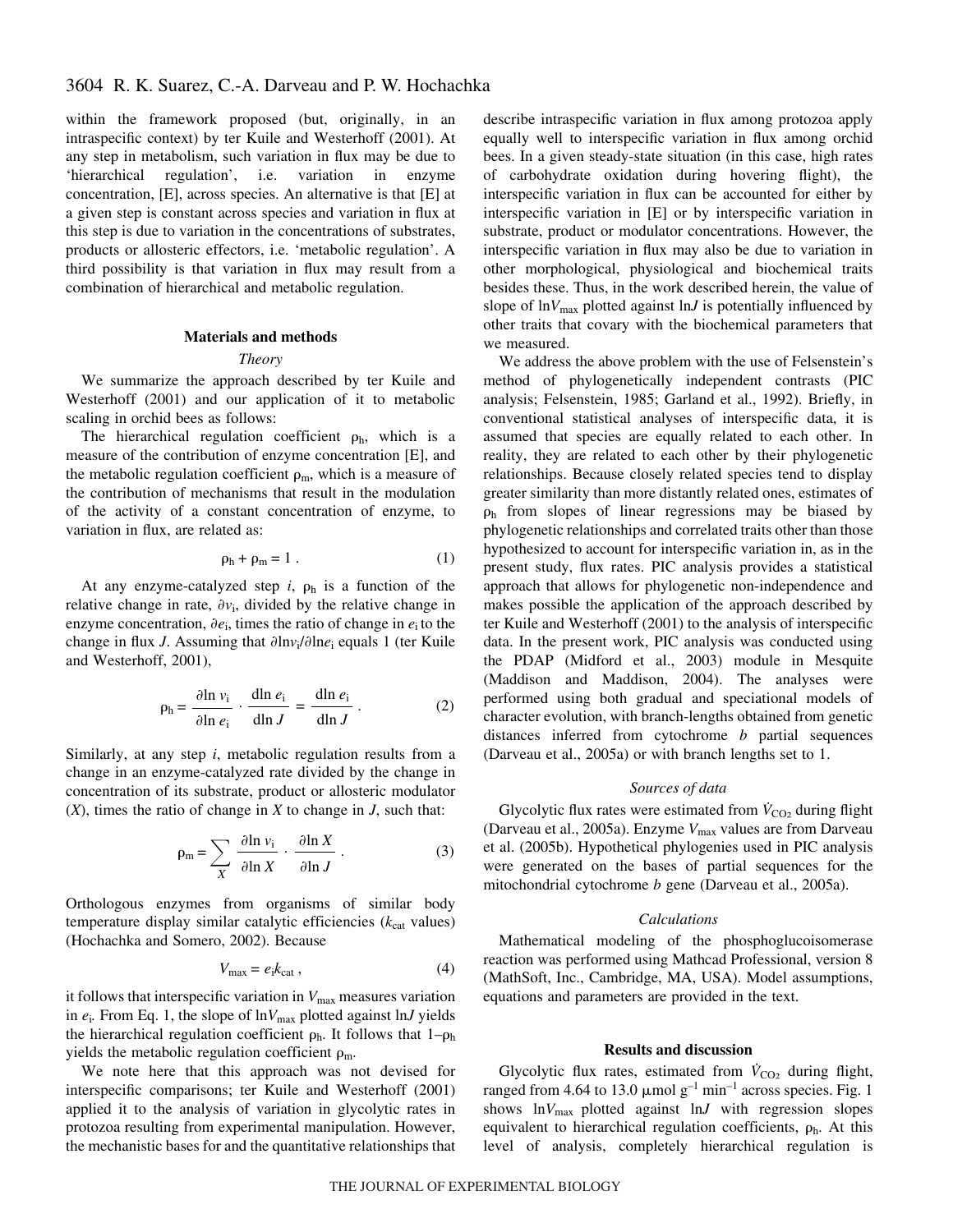within the framework proposed (but, originally, in an intraspecific context) by ter Kuile and Westerhoff (2001). At any step in metabolism, such variation in flux may be due to 'hierarchical regulation', i.e. variation in enzyme concentration, [E], across species. An alternative is that [E] at a given step is constant across species and variation in flux at this step is due to variation in the concentrations of substrates, products or allosteric effectors, i.e. 'metabolic regulation'. A third possibility is that variation in flux may result from a combination of hierarchical and metabolic regulation.

## Materials and methods

### Theory

We summarize the approach described by ter Kuile and Westerhoff (2001) and our application of it to metabolic scaling in orchid bees as follows:

The hierarchical regulation coefficient $\rho_h$, which is a measure of the contribution of enzyme concentration [E], and the metabolic regulation coefficient $\rho_m$, which is a measure of the contribution of mechanisms that result in the modulation of the activity of a constant concentration of enzyme, to variation in flux, are related as:

$$\rho_h + \rho_m = 1 \, . \tag{1}$$

At any enzyme-catalyzed step $i$, $\rho_h$ is a function of the relative change in rate, $\partial v_i$, divided by the relative change in enzyme concentration, $\partial e_i$, times the ratio of change in $e_i$ to the change in flux $J$. Assuming that $\partial \ln v_i / \partial \ln e_i$ equals 1 (ter Kuile and Westerhoff, 2001),

$$\rho_h = \frac{\partial \ln v_i}{\partial \ln e_i} \cdot \frac{\mathrm{d}\ln e_i}{\mathrm{d}\ln J} = \frac{\mathrm{d}\ln e_i}{\mathrm{d}\ln J} \, . \tag{2}$$

Similarly, at any step $i$, metabolic regulation results from a change in an enzyme-catalyzed rate divided by the change in concentration of its substrate, product or allosteric modulator ($X$), times the ratio of change in $X$ to change in $J$, such that:

$$\rho_m = \sum_{X} \frac{\partial \ln v_i}{\partial \ln X} \cdot \frac{\partial \ln X}{\partial \ln J} \, . \tag{3}$$

Orthologous enzymes from organisms of similar body temperature display similar catalytic efficiencies ($k_{cat}$ values) (Hochachka and Somero, 2002). Because

$$V_{max} = e_i k_{cat} \, , \tag{4}$$

it follows that interspecific variation in $V_{max}$ measures variation in $e_i$. From Eq. 1, the slope of $\ln V_{max}$ plotted against $\ln J$ yields the hierarchical regulation coefficient $\rho_h$. It follows that $1-\rho_h$ yields the metabolic regulation coefficient $\rho_m$.

We note here that this approach was not devised for interspecific comparisons; ter Kuile and Westerhoff (2001) applied it to the analysis of variation in glycolytic rates in protozoa resulting from experimental manipulation. However, the mechanistic bases for and the quantitative relationships that describe intraspecific variation in flux among protozoa apply equally well to interspecific variation in flux among orchid bees. In a given steady-state situation (in this case, high rates of carbohydrate oxidation during hovering flight), the interspecific variation in flux can be accounted for either by interspecific variation in [E] or by interspecific variation in substrate, product or modulator concentrations. However, the interspecific variation in flux may also be due to variation in other morphological, physiological and biochemical traits besides these. Thus, in the work described herein, the value of slope of $\ln V_{max}$ plotted against $\ln J$ is potentially influenced by other traits that covary with the biochemical parameters that we measured.

We address the above problem with the use of Felsenstein's method of phylogenetically independent contrasts (PIC analysis; Felsenstein, 1985; Garland et al., 1992). Briefly, in conventional statistical analyses of interspecific data, it is assumed that species are equally related to each other. In reality, they are related to each other by their phylogenetic relationships. Because closely related species tend to display greater similarity than more distantly related ones, estimates of $\rho_h$ from slopes of linear regressions may be biased by phylogenetic relationships and correlated traits other than those hypothesized to account for interspecific variation in, as in the present study, flux rates. PIC analysis provides a statistical approach that allows for phylogenetic non-independence and makes possible the application of the approach described by ter Kuile and Westerhoff (2001) to the analysis of interspecific data. In the present work, PIC analysis was conducted using the PDAP (Midford et al., 2003) module in Mesquite (Maddison and Maddison, 2004). The analyses were performed using both gradual and speciational models of character evolution, with branch-lengths obtained from genetic distances inferred from cytochrome *b* partial sequences (Darveau et al., 2005a) or with branch lengths set to 1.

### Sources of data

Glycolytic flux rates were estimated from $\dot{V}_{CO_2}$ during flight (Darveau et al., 2005a). Enzyme $V_{max}$ values are from Darveau et al. (2005b). Hypothetical phylogenies used in PIC analysis were generated on the bases of partial sequences for the mitochondrial cytochrome *b* gene (Darveau et al., 2005a).

### Calculations

Mathematical modeling of the phosphoglucoisomerase reaction was performed using Mathcad Professional, version 8 (MathSoft, Inc., Cambridge, MA, USA). Model assumptions, equations and parameters are provided in the text.

## Results and discussion

Glycolytic flux rates, estimated from $\dot{V}_{CO_2}$ during flight, ranged from 4.64 to 13.0 μmol g$^{-1}$ min$^{-1}$ across species. Fig. 1 shows $\ln V_{max}$ plotted against $\ln J$ with regression slopes equivalent to hierarchical regulation coefficients, $\rho_h$. At this level of analysis, completely hierarchical regulation is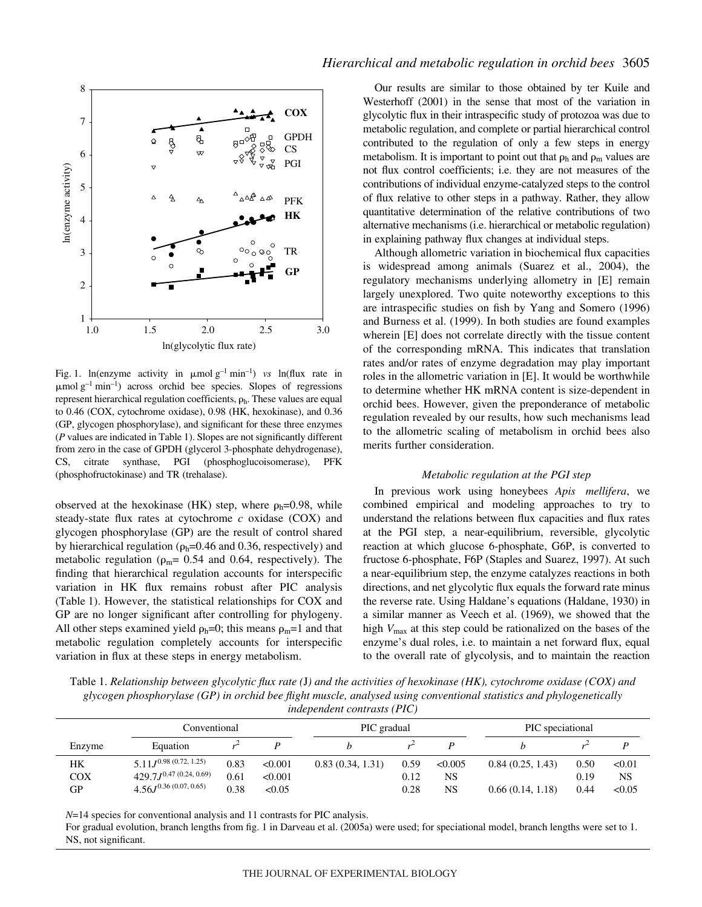Fig. 1. ln(enzyme activity in μmol g$^{-1}$ min$^{-1}$) *vs* ln(flux rate in μmol g$^{-1}$ min$^{-1}$) across orchid bee species. Slopes of regressions represent hierarchical regulation coefficients, $\rho_h$. These values are equal to 0.46 (COX, cytochrome oxidase), 0.98 (HK, hexokinase), and 0.36 (GP, glycogen phosphorylase), and significant for these three enzymes (*P* values are indicated in Table 1). Slopes are not significantly different from zero in the case of GPDH (glycerol 3-phosphate dehydrogenase), CS, citrate synthase, PGI (phosphoglucoisomerase), PFK (phosphofructokinase) and TR (trehalase).

observed at the hexokinase (HK) step, where $\rho_h$=0.98, while steady-state flux rates at cytochrome *c* oxidase (COX) and glycogen phosphorylase (GP) are the result of control shared by hierarchical regulation ($\rho_h$=0.46 and 0.36, respectively) and metabolic regulation ($\rho_m$= 0.54 and 0.64, respectively). The finding that hierarchical regulation accounts for interspecific variation in HK flux remains robust after PIC analysis (Table 1). However, the statistical relationships for COX and GP are no longer significant after controlling for phylogeny. All other steps examined yield $\rho_h$=0; this means $\rho_m$=1 and that metabolic regulation completely accounts for interspecific variation in flux at these steps in energy metabolism.

Our results are similar to those obtained by ter Kuile and Westerhoff (2001) in the sense that most of the variation in glycolytic flux in their intraspecific study of protozoa was due to metabolic regulation, and complete or partial hierarchical control contributed to the regulation of only a few steps in energy metabolism. It is important to point out that $\rho_h$ and $\rho_m$ values are not flux control coefficients; i.e. they are not measures of the contributions of individual enzyme-catalyzed steps to the control of flux relative to other steps in a pathway. Rather, they allow quantitative determination of the relative contributions of two alternative mechanisms (i.e. hierarchical or metabolic regulation) in explaining pathway flux changes at individual steps.

Although allometric variation in biochemical flux capacities is widespread among animals (Suarez et al., 2004), the regulatory mechanisms underlying allometry in [E] remain largely unexplored. Two quite noteworthy exceptions to this are intraspecific studies on fish by Yang and Somero (1996) and Burness et al. (1999). In both studies are found examples wherein [E] does not correlate directly with the tissue content of the corresponding mRNA. This indicates that translation rates and/or rates of enzyme degradation may play important roles in the allometric variation in [E]. It would be worthwhile to determine whether HK mRNA content is size-dependent in orchid bees. However, given the preponderance of metabolic regulation revealed by our results, how such mechanisms lead to the allometric scaling of metabolism in orchid bees also merits further consideration.

### *Metabolic regulation at the PGI step*

In previous work using honeybees *Apis mellifera*, we combined empirical and modeling approaches to try to understand the relations between flux capacities and flux rates at the PGI step, a near-equilibrium, reversible, glycolytic reaction at which glucose 6-phosphate, G6P, is converted to fructose 6-phosphate, F6P (Staples and Suarez, 1997). At such a near-equilibrium step, the enzyme catalyzes reactions in both directions, and net glycolytic flux equals the forward rate minus the reverse rate. Using Haldane's equations (Haldane, 1930) in a similar manner as Veech et al. (1969), we showed that the high $V_{max}$ at this step could be rationalized on the bases of the enzyme's dual roles, i.e. to maintain a net forward flux, equal to the overall rate of glycolysis, and to maintain the reaction

Table 1. *Relationship between glycolytic flux rate (J) and the activities of hexokinase (HK), cytochrome oxidase (COX) and glycogen phosphorylase (GP) in orchid bee flight muscle, analysed using conventional statistics and phylogenetically independent contrasts (PIC)*

| | Conventional | | | PIC gradual | | | PIC speciational | | |
|---|---|---|---|---|---|---|---|---|---|
| Enzyme | Equation | $r^2$ | *P* | *b* | $r^2$ | *P* | *b* | $r^2$ | *P* |
| HK | $5.11J^{0.98\ (0.72,\ 1.25)}$ | 0.83 | <0.001 | 0.83 (0.34, 1.31) | 0.59 | <0.005 | 0.84 (0.25, 1.43) | 0.50 | <0.01 |
| COX | $429.7J^{0.47\ (0.24,\ 0.69)}$ | 0.61 | <0.001 | | 0.12 | NS | | 0.19 | NS |
| GP | $4.56J^{0.36\ (0.07,\ 0.65)}$ | 0.38 | <0.05 | | 0.28 | NS | 0.66 (0.14, 1.18) | 0.44 | <0.05 |

*N*=14 species for conventional analysis and 11 contrasts for PIC analysis.

For gradual evolution, branch lengths from fig. 1 in Darveau et al. (2005a) were used; for speciational model, branch lengths were set to 1.

NS, not significant.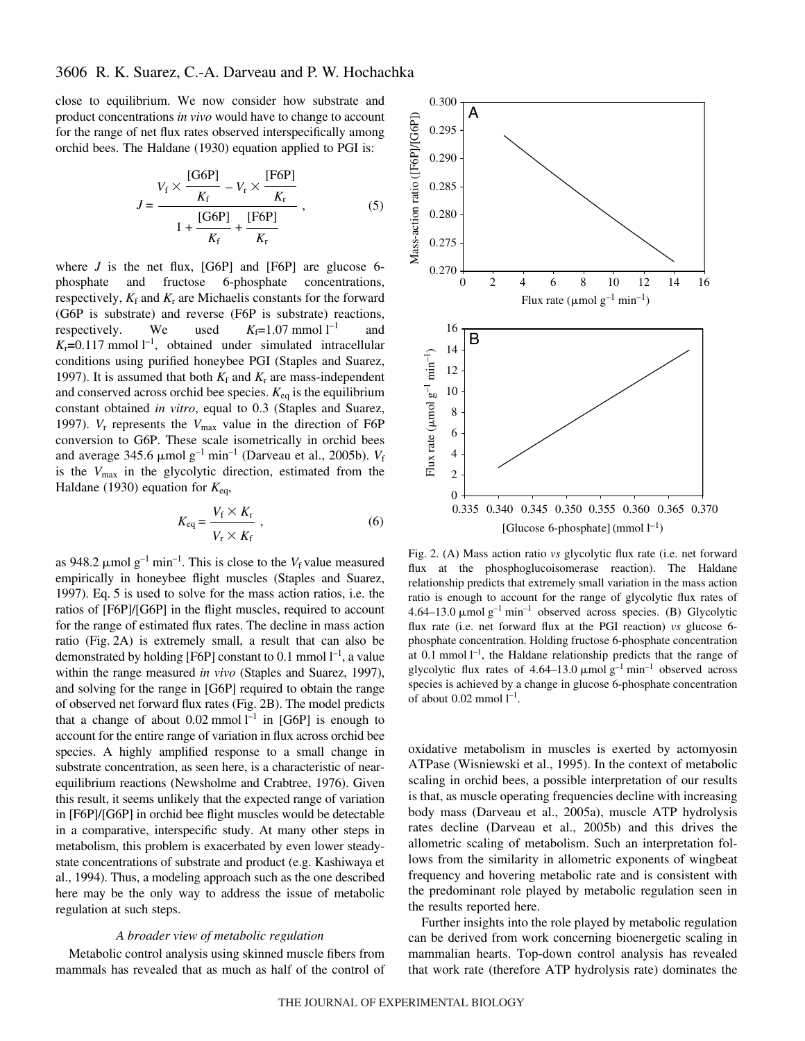close to equilibrium. We now consider how substrate and product concentrations *in vivo* would have to change to account for the range of net flux rates observed interspecifically among orchid bees. The Haldane (1930) equation applied to PGI is:

$$J = \frac{V_f \times \frac{[G6P]}{K_f} - V_r \times \frac{[F6P]}{K_r}}{1 + \frac{[G6P]}{K_f} + \frac{[F6P]}{K_r}}\ , \qquad (5)$$

where $J$ is the net flux, [G6P] and [F6P] are glucose 6-phosphate and fructose 6-phosphate concentrations, respectively, $K_f$ and $K_r$ are Michaelis constants for the forward (G6P is substrate) and reverse (F6P is substrate) reactions, respectively. We used $K_f$=1.07 mmol $l^{-1}$ and $K_r$=0.117 mmol $l^{-1}$, obtained under simulated intracellular conditions using purified honeybee PGI (Staples and Suarez, 1997). It is assumed that both $K_f$ and $K_r$ are mass-independent and conserved across orchid bee species. $K_{eq}$ is the equilibrium constant obtained *in vitro*, equal to 0.3 (Staples and Suarez, 1997). $V_r$ represents the $V_{max}$ value in the direction of F6P conversion to G6P. These scale isometrically in orchid bees and average 345.6 μmol $g^{-1}$ $min^{-1}$ (Darveau et al., 2005b). $V_f$ is the $V_{max}$ in the glycolytic direction, estimated from the Haldane (1930) equation for $K_{eq}$,

$$K_{eq} = \frac{V_f \times K_r}{V_r \times K_f}\ , \qquad (6)$$

as 948.2 μmol $g^{-1}$ $min^{-1}$. This is close to the $V_f$ value measured empirically in honeybee flight muscles (Staples and Suarez, 1997). Eq. 5 is used to solve for the mass action ratios, i.e. the ratios of [F6P]/[G6P] in the flight muscles, required to account for the range of estimated flux rates. The decline in mass action ratio (Fig. 2A) is extremely small, a result that can also be demonstrated by holding [F6P] constant to 0.1 mmol $l^{-1}$, a value within the range measured *in vivo* (Staples and Suarez, 1997), and solving for the range in [G6P] required to obtain the range of observed net forward flux rates (Fig. 2B). The model predicts that a change of about 0.02 mmol $l^{-1}$ in [G6P] is enough to account for the entire range of variation in flux across orchid bee species. A highly amplified response to a small change in substrate concentration, as seen here, is a characteristic of near-equilibrium reactions (Newsholme and Crabtree, 1976). Given this result, it seems unlikely that the expected range of variation in [F6P]/[G6P] in orchid bee flight muscles would be detectable in a comparative, interspecific study. At many other steps in metabolism, this problem is exacerbated by even lower steady-state concentrations of substrate and product (e.g. Kashiwaya et al., 1994). Thus, a modeling approach such as the one described here may be the only way to address the issue of metabolic regulation at such steps.

Fig. 2. (A) Mass action ratio *vs* glycolytic flux rate (i.e. net forward flux at the phosphoglucoisomerase reaction). The Haldane relationship predicts that extremely small variation in the mass action ratio is enough to account for the range of glycolytic flux rates of 4.64–13.0 μmol $g^{-1}$ $min^{-1}$ observed across species. (B) Glycolytic flux rate (i.e. net forward flux at the PGI reaction) *vs* glucose 6-phosphate concentration. Holding fructose 6-phosphate concentration at 0.1 mmol $l^{-1}$, the Haldane relationship predicts that the range of glycolytic flux rates of 4.64–13.0 μmol $g^{-1}$ $min^{-1}$ observed across species is achieved by a change in glucose 6-phosphate concentration of about 0.02 mmol $l^{-1}$.

### *A broader view of metabolic regulation*

Metabolic control analysis using skinned muscle fibers from mammals has revealed that as much as half of the control of oxidative metabolism in muscles is exerted by actomyosin ATPase (Wisniewski et al., 1995). In the context of metabolic scaling in orchid bees, a possible interpretation of our results is that, as muscle operating frequencies decline with increasing body mass (Darveau et al., 2005a), muscle ATP hydrolysis rates decline (Darveau et al., 2005b) and this drives the allometric scaling of metabolism. Such an interpretation follows from the similarity in allometric exponents of wingbeat frequency and hovering metabolic rate and is consistent with the predominant role played by metabolic regulation seen in the results reported here.

Further insights into the role played by metabolic regulation can be derived from work concerning bioenergetic scaling in mammalian hearts. Top-down control analysis has revealed that work rate (therefore ATP hydrolysis rate) dominates the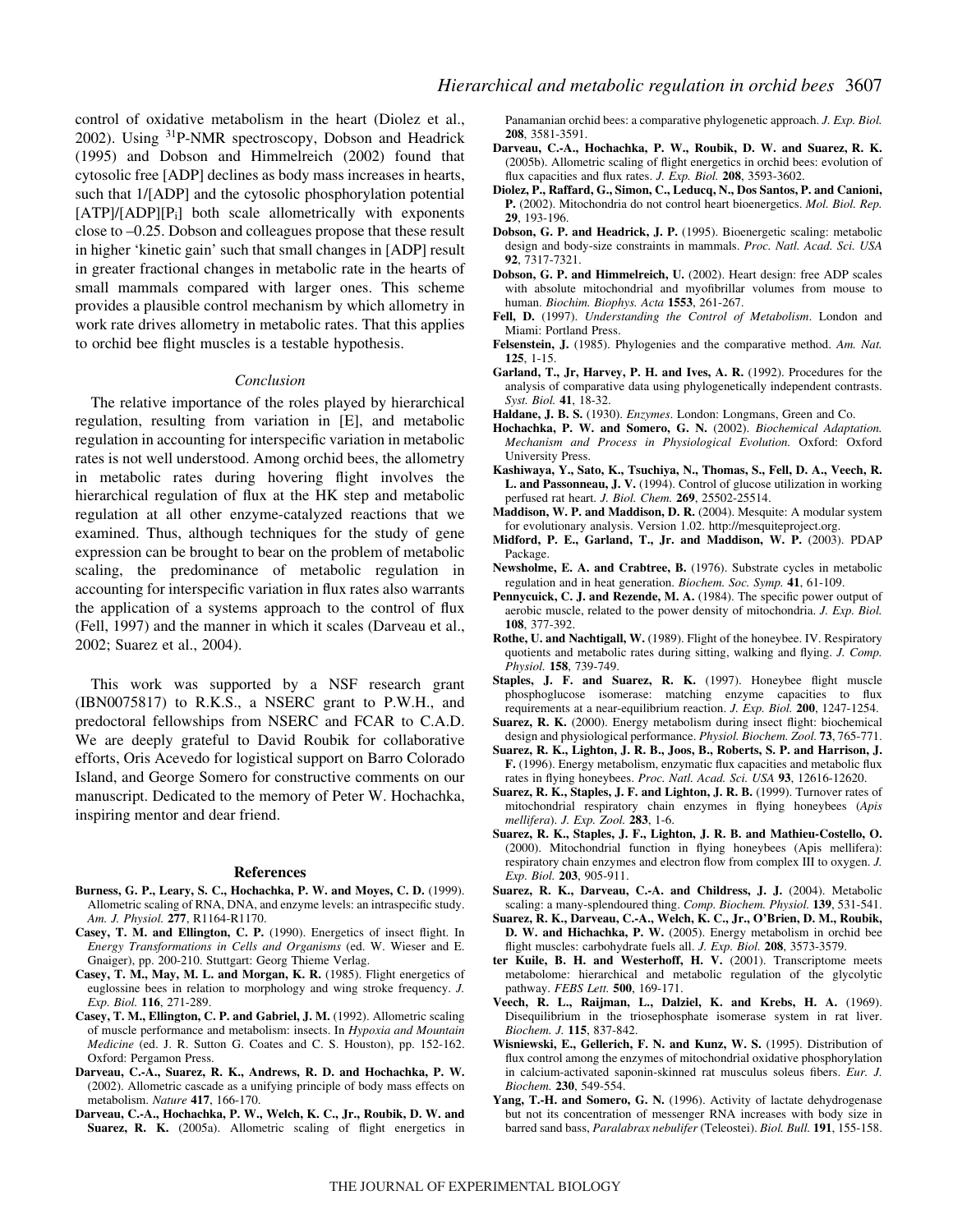control of oxidative metabolism in the heart (Diolez et al., 2002). Using $^{31}$P-NMR spectroscopy, Dobson and Headrick (1995) and Dobson and Himmelreich (2002) found that cytosolic free [ADP] declines as body mass increases in hearts, such that 1/[ADP] and the cytosolic phosphorylation potential [ATP]/[ADP][$P_i$] both scale allometrically with exponents close to –0.25. Dobson and colleagues propose that these result in higher 'kinetic gain' such that small changes in [ADP] result in greater fractional changes in metabolic rate in the hearts of small mammals compared with larger ones. This scheme provides a plausible control mechanism by which allometry in work rate drives allometry in metabolic rates. That this applies to orchid bee flight muscles is a testable hypothesis.

### *Conclusion*

The relative importance of the roles played by hierarchical regulation, resulting from variation in [E], and metabolic regulation in accounting for interspecific variation in metabolic rates is not well understood. Among orchid bees, the allometry in metabolic rates during hovering flight involves the hierarchical regulation of flux at the HK step and metabolic regulation at all other enzyme-catalyzed reactions that we examined. Thus, although techniques for the study of gene expression can be brought to bear on the problem of metabolic scaling, the predominance of metabolic regulation in accounting for interspecific variation in flux rates also warrants the application of a systems approach to the control of flux (Fell, 1997) and the manner in which it scales (Darveau et al., 2002; Suarez et al., 2004).

This work was supported by a NSF research grant (IBN0075817) to R.K.S., a NSERC grant to P.W.H., and predoctoral fellowships from NSERC and FCAR to C.A.D. We are deeply grateful to David Roubik for collaborative efforts, Oris Acevedo for logistical support on Barro Colorado Island, and George Somero for constructive comments on our manuscript. Dedicated to the memory of Peter W. Hochachka, inspiring mentor and dear friend.

## References

**Burness, G. P., Leary, S. C., Hochachka, P. W. and Moyes, C. D.** (1999). Allometric scaling of RNA, DNA, and enzyme levels: an intraspecific study. *Am. J. Physiol.* **277**, R1164-R1170.

**Casey, T. M. and Ellington, C. P.** (1990). Energetics of insect flight. In *Energy Transformations in Cells and Organisms* (ed. W. Wieser and E. Gnaiger), pp. 200-210. Stuttgart: Georg Thieme Verlag.

**Casey, T. M., May, M. L. and Morgan, K. R.** (1985). Flight energetics of euglossine bees in relation to morphology and wing stroke frequency. *J. Exp. Biol.* **116**, 271-289.

**Casey, T. M., Ellington, C. P. and Gabriel, J. M.** (1992). Allometric scaling of muscle performance and metabolism: insects. In *Hypoxia and Mountain Medicine* (ed. J. R. Sutton G. Coates and C. S. Houston), pp. 152-162. Oxford: Pergamon Press.

**Darveau, C.-A., Suarez, R. K., Andrews, R. D. and Hochachka, P. W.** (2002). Allometric cascade as a unifying principle of body mass effects on metabolism. *Nature* **417**, 166-170.

**Darveau, C.-A., Hochachka, P. W., Welch, K. C., Jr., Roubik, D. W. and Suarez, R. K.** (2005a). Allometric scaling of flight energetics in Panamanian orchid bees: a comparative phylogenetic approach. *J. Exp. Biol.* **208**, 3581-3591.

**Darveau, C.-A., Hochachka, P. W., Roubik, D. W. and Suarez, R. K.** (2005b). Allometric scaling of flight energetics in orchid bees: evolution of flux capacities and flux rates. *J. Exp. Biol.* **208**, 3593-3602.

**Diolez, P., Raffard, G., Simon, C., Leducq, N., Dos Santos, P. and Canioni, P.** (2002). Mitochondria do not control heart bioenergetics. *Mol. Biol. Rep.* **29**, 193-196.

**Dobson, G. P. and Headrick, J. P.** (1995). Bioenergetic scaling: metabolic design and body-size constraints in mammals. *Proc. Natl. Acad. Sci. USA* **92**, 7317-7321.

**Dobson, G. P. and Himmelreich, U.** (2002). Heart design: free ADP scales with absolute mitochondrial and myofibrillar volumes from mouse to human. *Biochim. Biophys. Acta* **1553**, 261-267.

**Fell, D.** (1997). *Understanding the Control of Metabolism*. London and Miami: Portland Press.

**Felsenstein, J.** (1985). Phylogenies and the comparative method. *Am. Nat.* **125**, 1-15.

**Garland, T., Jr, Harvey, P. H. and Ives, A. R.** (1992). Procedures for the analysis of comparative data using phylogenetically independent contrasts. *Syst. Biol.* **41**, 18-32.

**Haldane, J. B. S.** (1930). *Enzymes*. London: Longmans, Green and Co.

**Hochachka, P. W. and Somero, G. N.** (2002). *Biochemical Adaptation. Mechanism and Process in Physiological Evolution*. Oxford: Oxford University Press.

**Kashiwaya, Y., Sato, K., Tsuchiya, N., Thomas, S., Fell, D. A., Veech, R. L. and Passonneau, J. V.** (1994). Control of glucose utilization in working perfused rat heart. *J. Biol. Chem.* **269**, 25502-25514.

**Maddison, W. P. and Maddison, D. R.** (2004). Mesquite: A modular system for evolutionary analysis. Version 1.02. http://mesquiteproject.org.

**Midford, P. E., Garland, T., Jr. and Maddison, W. P.** (2003). PDAP Package.

**Newsholme, E. A. and Crabtree, B.** (1976). Substrate cycles in metabolic regulation and in heat generation. *Biochem. Soc. Symp.* **41**, 61-109.

**Pennycuick, C. J. and Rezende, M. A.** (1984). The specific power output of aerobic muscle, related to the power density of mitochondria. *J. Exp. Biol.* **108**, 377-392.

**Rothe, U. and Nachtigall, W.** (1989). Flight of the honeybee. IV. Respiratory quotients and metabolic rates during sitting, walking and flying. *J. Comp. Physiol.* **158**, 739-749.

**Staples, J. F. and Suarez, R. K.** (1997). Honeybee flight muscle phosphoglucose isomerase: matching enzyme capacities to flux requirements at a near-equilibrium reaction. *J. Exp. Biol.* **200**, 1247-1254.

**Suarez, R. K.** (2000). Energy metabolism during insect flight: biochemical design and physiological performance. *Physiol. Biochem. Zool.* **73**, 765-771.

**Suarez, R. K., Lighton, J. R. B., Joos, B., Roberts, S. P. and Harrison, J. F.** (1996). Energy metabolism, enzymatic flux capacities and metabolic flux rates in flying honeybees. *Proc. Natl. Acad. Sci. USA* **93**, 12616-12620.

**Suarez, R. K., Staples, J. F. and Lighton, J. R. B.** (1999). Turnover rates of mitochondrial respiratory chain enzymes in flying honeybees (*Apis mellifera*). *J. Exp. Zool.* **283**, 1-6.

**Suarez, R. K., Staples, J. F., Lighton, J. R. B. and Mathieu-Costello, O.** (2000). Mitochondrial function in flying honeybees (Apis mellifera): respiratory chain enzymes and electron flow from complex III to oxygen. *J. Exp. Biol.* **203**, 905-911.

**Suarez, R. K., Darveau, C.-A. and Childress, J. J.** (2004). Metabolic scaling: a many-splendoured thing. *Comp. Biochem. Physiol.* **139**, 531-541.

**Suarez, R. K., Darveau, C.-A., Welch, K. C., Jr., O'Brien, D. M., Roubik, D. W. and Hichachka, P. W.** (2005). Energy metabolism in orchid bee flight muscles: carbohydrate fuels all. *J. Exp. Biol.* **208**, 3573-3579.

**ter Kuile, B. H. and Westerhoff, H. V.** (2001). Transcriptome meets metabolome: hierarchical and metabolic regulation of the glycolytic pathway. *FEBS Lett.* **500**, 169-171.

**Veech, R. L., Raijman, L., Dalziel, K. and Krebs, H. A.** (1969). Disequilibrium in the triosephosphate isomerase system in rat liver. *Biochem. J.* **115**, 837-842.

**Wisniewski, E., Gellerich, F. N. and Kunz, W. S.** (1995). Distribution of flux control among the enzymes of mitochondrial oxidative phosphorylation in calcium-activated saponin-skinned rat musculus soleus fibers. *Eur. J. Biochem.* **230**, 549-554.

**Yang, T.-H. and Somero, G. N.** (1996). Activity of lactate dehydrogenase but not its concentration of messenger RNA increases with body size in barred sand bass, *Paralabrax nebulifer* (Teleostei). *Biol. Bull.* **191**, 155-158.